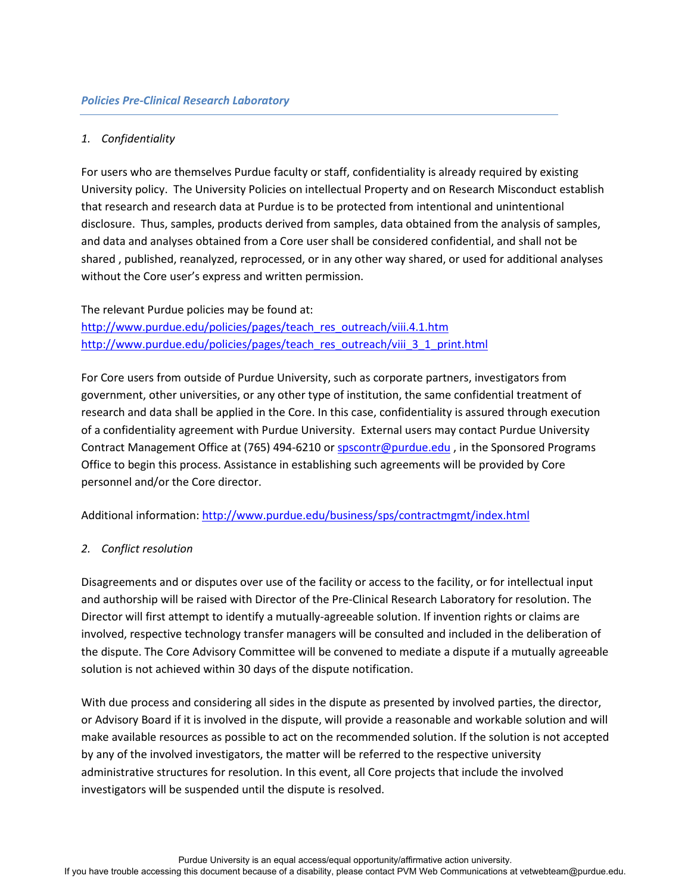## *Policies Pre-Clinical Research Laboratory*

### *1. Confidentiality*

For users who are themselves Purdue faculty or staff, confidentiality is already required by existing University policy. The University Policies on intellectual Property and on Research Misconduct establish that research and research data at Purdue is to be protected from intentional and unintentional disclosure. Thus, samples, products derived from samples, data obtained from the analysis of samples, and data and analyses obtained from a Core user shall be considered confidential, and shall not be shared , published, reanalyzed, reprocessed, or in any other way shared, or used for additional analyses without the Core user's express and written permission.

The relevant Purdue policies may be found at:
http://www.purdue.edu/policies/pages/teach_res_outreach/viii.4.1.htm
http://www.purdue.edu/policies/pages/teach_res_outreach/viii_3_1_print.html

For Core users from outside of Purdue University, such as corporate partners, investigators from government, other universities, or any other type of institution, the same confidential treatment of research and data shall be applied in the Core. In this case, confidentiality is assured through execution of a confidentiality agreement with Purdue University. External users may contact Purdue University Contract Management Office at (765) 494-6210 or spscontr@purdue.edu , in the Sponsored Programs Office to begin this process. Assistance in establishing such agreements will be provided by Core personnel and/or the Core director.

Additional information: http://www.purdue.edu/business/sps/contractmgmt/index.html

### *2. Conflict resolution*

Disagreements and or disputes over use of the facility or access to the facility, or for intellectual input and authorship will be raised with Director of the Pre-Clinical Research Laboratory for resolution. The Director will first attempt to identify a mutually-agreeable solution. If invention rights or claims are involved, respective technology transfer managers will be consulted and included in the deliberation of the dispute. The Core Advisory Committee will be convened to mediate a dispute if a mutually agreeable solution is not achieved within 30 days of the dispute notification.

With due process and considering all sides in the dispute as presented by involved parties, the director, or Advisory Board if it is involved in the dispute, will provide a reasonable and workable solution and will make available resources as possible to act on the recommended solution. If the solution is not accepted by any of the involved investigators, the matter will be referred to the respective university administrative structures for resolution. In this event, all Core projects that include the involved investigators will be suspended until the dispute is resolved.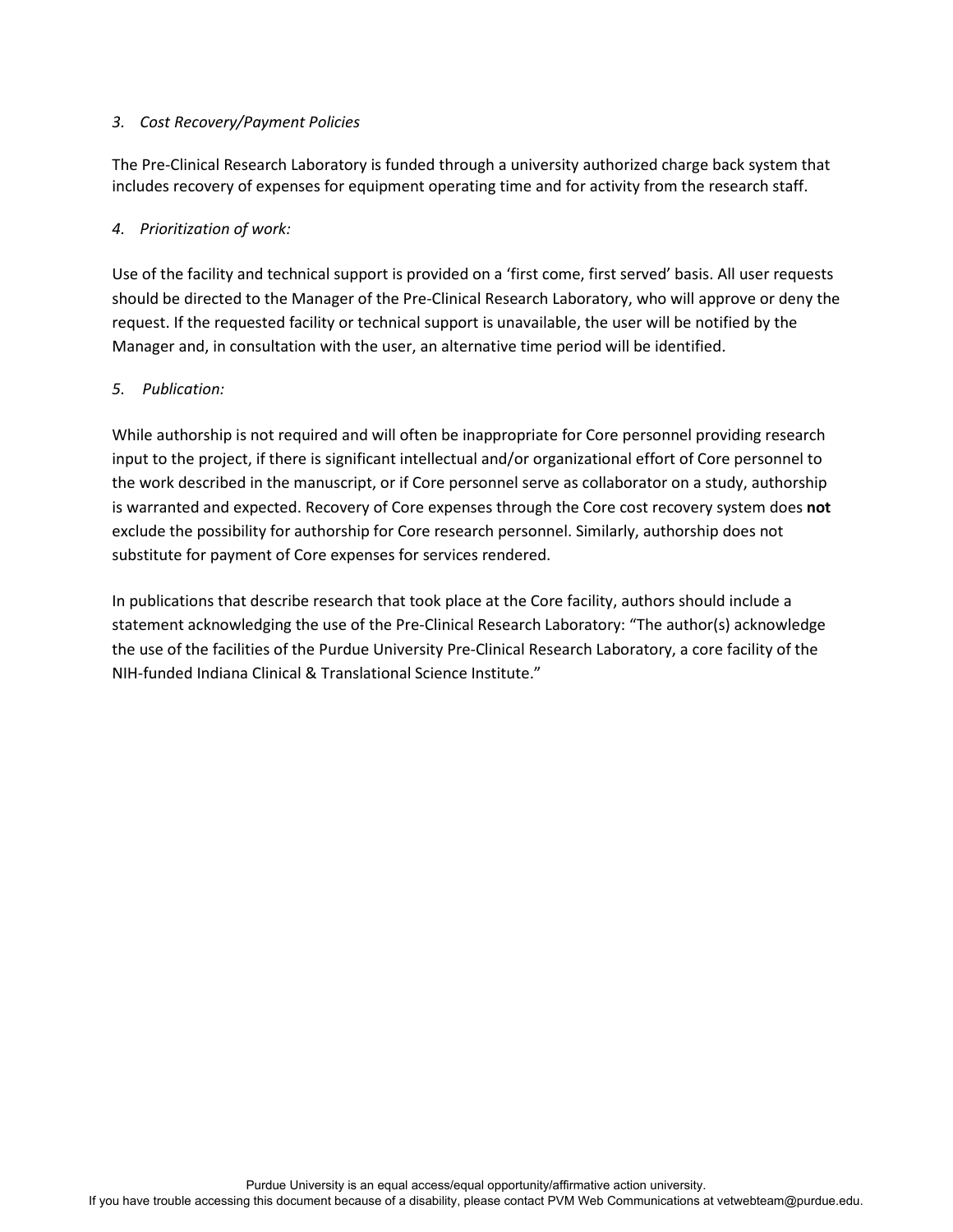*3. Cost Recovery/Payment Policies*

The Pre-Clinical Research Laboratory is funded through a university authorized charge back system that includes recovery of expenses for equipment operating time and for activity from the research staff.

*4. Prioritization of work:*

Use of the facility and technical support is provided on a 'first come, first served' basis. All user requests should be directed to the Manager of the Pre-Clinical Research Laboratory, who will approve or deny the request. If the requested facility or technical support is unavailable, the user will be notified by the Manager and, in consultation with the user, an alternative time period will be identified.

*5. Publication:*

While authorship is not required and will often be inappropriate for Core personnel providing research input to the project, if there is significant intellectual and/or organizational effort of Core personnel to the work described in the manuscript, or if Core personnel serve as collaborator on a study, authorship is warranted and expected. Recovery of Core expenses through the Core cost recovery system does **not** exclude the possibility for authorship for Core research personnel. Similarly, authorship does not substitute for payment of Core expenses for services rendered.

In publications that describe research that took place at the Core facility, authors should include a statement acknowledging the use of the Pre-Clinical Research Laboratory: "The author(s) acknowledge the use of the facilities of the Purdue University Pre-Clinical Research Laboratory, a core facility of the NIH-funded Indiana Clinical & Translational Science Institute."

Purdue University is an equal access/equal opportunity/affirmative action university.
If you have trouble accessing this document because of a disability, please contact PVM Web Communications at vetwebteam@purdue.edu.